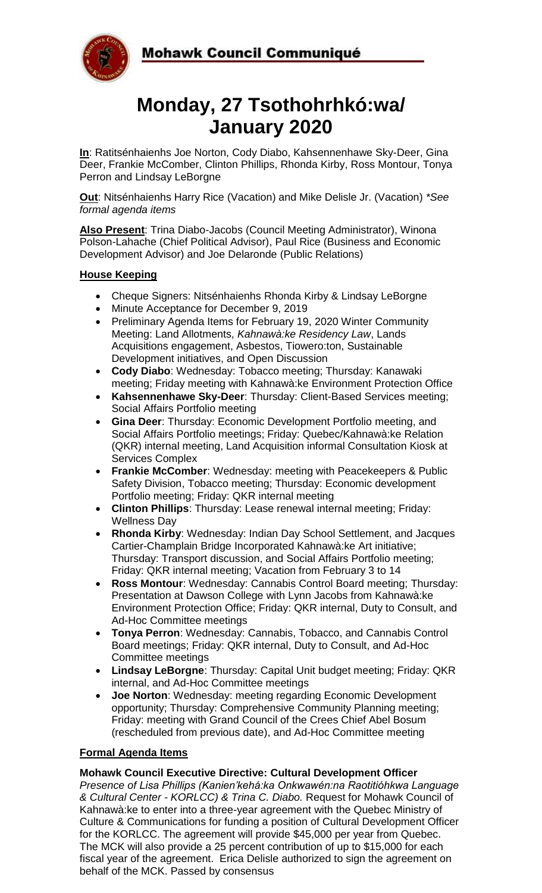Mohawk Council Communiqué

# Monday, 27 Tsothohrhkó:wa/ January 2020

**In**: Ratitsénhaienhs Joe Norton, Cody Diabo, Kahsennenhawe Sky-Deer, Gina Deer, Frankie McComber, Clinton Phillips, Rhonda Kirby, Ross Montour, Tonya Perron and Lindsay LeBorgne

**Out**: Nitsénhaienhs Harry Rice (Vacation) and Mike Delisle Jr. (Vacation) **See formal agenda items*

**Also Present**: Trina Diabo-Jacobs (Council Meeting Administrator), Winona Polson-Lahache (Chief Political Advisor), Paul Rice (Business and Economic Development Advisor) and Joe Delaronde (Public Relations)

## House Keeping

- Cheque Signers: Nitsénhaienhs Rhonda Kirby & Lindsay LeBorgne
- Minute Acceptance for December 9, 2019
- Preliminary Agenda Items for February 19, 2020 Winter Community Meeting: Land Allotments, *Kahnawà:ke Residency Law*, Lands Acquisitions engagement, Asbestos, Tiowero:ton, Sustainable Development initiatives, and Open Discussion
- **Cody Diabo**: Wednesday: Tobacco meeting; Thursday: Kanawaki meeting; Friday meeting with Kahnawà:ke Environment Protection Office
- **Kahsennenhawe Sky-Deer**: Thursday: Client-Based Services meeting; Social Affairs Portfolio meeting
- **Gina Deer**: Thursday: Economic Development Portfolio meeting, and Social Affairs Portfolio meetings; Friday: Quebec/Kahnawà:ke Relation (QKR) internal meeting, Land Acquisition informal Consultation Kiosk at Services Complex
- **Frankie McComber**: Wednesday: meeting with Peacekeepers & Public Safety Division, Tobacco meeting; Thursday: Economic development Portfolio meeting; Friday: QKR internal meeting
- **Clinton Phillips**: Thursday: Lease renewal internal meeting; Friday: Wellness Day
- **Rhonda Kirby**: Wednesday: Indian Day School Settlement, and Jacques Cartier-Champlain Bridge Incorporated Kahnawà:ke Art initiative; Thursday: Transport discussion, and Social Affairs Portfolio meeting; Friday: QKR internal meeting; Vacation from February 3 to 14
- **Ross Montour**: Wednesday: Cannabis Control Board meeting; Thursday: Presentation at Dawson College with Lynn Jacobs from Kahnawà:ke Environment Protection Office; Friday: QKR internal, Duty to Consult, and Ad-Hoc Committee meetings
- **Tonya Perron**: Wednesday: Cannabis, Tobacco, and Cannabis Control Board meetings; Friday: QKR internal, Duty to Consult, and Ad-Hoc Committee meetings
- **Lindsay LeBorgne**: Thursday: Capital Unit budget meeting; Friday: QKR internal, and Ad-Hoc Committee meetings
- **Joe Norton**: Wednesday: meeting regarding Economic Development opportunity; Thursday: Comprehensive Community Planning meeting; Friday: meeting with Grand Council of the Crees Chief Abel Bosum (rescheduled from previous date), and Ad-Hoc Committee meeting

## Formal Agenda Items

### Mohawk Council Executive Directive: Cultural Development Officer

*Presence of Lisa Phillips (Kanien'kehá:ka Onkwawén:na Raotitióhkwa Language & Cultural Center - KORLCC) & Trina C. Diabo.* Request for Mohawk Council of Kahnawà:ke to enter into a three-year agreement with the Quebec Ministry of Culture & Communications for funding a position of Cultural Development Officer for the KORLCC. The agreement will provide $45,000 per year from Quebec. The MCK will also provide a 25 percent contribution of up to $15,000 for each fiscal year of the agreement. Erica Delisle authorized to sign the agreement on behalf of the MCK. Passed by consensus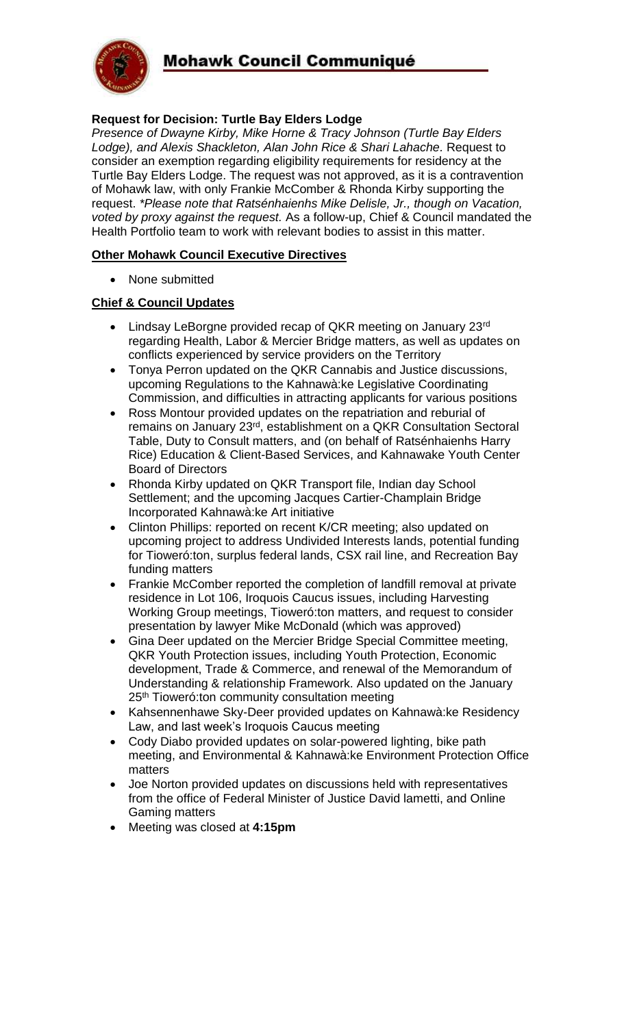### Request for Decision: Turtle Bay Elders Lodge

*Presence of Dwayne Kirby, Mike Horne & Tracy Johnson (Turtle Bay Elders Lodge), and Alexis Shackleton, Alan John Rice & Shari Lahache.* Request to consider an exemption regarding eligibility requirements for residency at the Turtle Bay Elders Lodge. The request was not approved, as it is a contravention of Mohawk law, with only Frankie McComber & Rhonda Kirby supporting the request. *\*Please note that Ratsénhaienhs Mike Delisle, Jr., though on Vacation, voted by proxy against the request.* As a follow-up, Chief & Council mandated the Health Portfolio team to work with relevant bodies to assist in this matter.

### Other Mohawk Council Executive Directives

- None submitted

### Chief & Council Updates

- Lindsay LeBorgne provided recap of QKR meeting on January 23rd regarding Health, Labor & Mercier Bridge matters, as well as updates on conflicts experienced by service providers on the Territory
- Tonya Perron updated on the QKR Cannabis and Justice discussions, upcoming Regulations to the Kahnawà:ke Legislative Coordinating Commission, and difficulties in attracting applicants for various positions
- Ross Montour provided updates on the repatriation and reburial of remains on January 23rd, establishment on a QKR Consultation Sectoral Table, Duty to Consult matters, and (on behalf of Ratsénhaienhs Harry Rice) Education & Client-Based Services, and Kahnawake Youth Center Board of Directors
- Rhonda Kirby updated on QKR Transport file, Indian day School Settlement; and the upcoming Jacques Cartier-Champlain Bridge Incorporated Kahnawà:ke Art initiative
- Clinton Phillips: reported on recent K/CR meeting; also updated on upcoming project to address Undivided Interests lands, potential funding for Tioweró:ton, surplus federal lands, CSX rail line, and Recreation Bay funding matters
- Frankie McComber reported the completion of landfill removal at private residence in Lot 106, Iroquois Caucus issues, including Harvesting Working Group meetings, Tioweró:ton matters, and request to consider presentation by lawyer Mike McDonald (which was approved)
- Gina Deer updated on the Mercier Bridge Special Committee meeting, QKR Youth Protection issues, including Youth Protection, Economic development, Trade & Commerce, and renewal of the Memorandum of Understanding & relationship Framework. Also updated on the January 25th Tioweró:ton community consultation meeting
- Kahsennenhawe Sky-Deer provided updates on Kahnawà:ke Residency Law, and last week's Iroquois Caucus meeting
- Cody Diabo provided updates on solar-powered lighting, bike path meeting, and Environmental & Kahnawà:ke Environment Protection Office matters
- Joe Norton provided updates on discussions held with representatives from the office of Federal Minister of Justice David lametti, and Online Gaming matters
- Meeting was closed at **4:15pm**